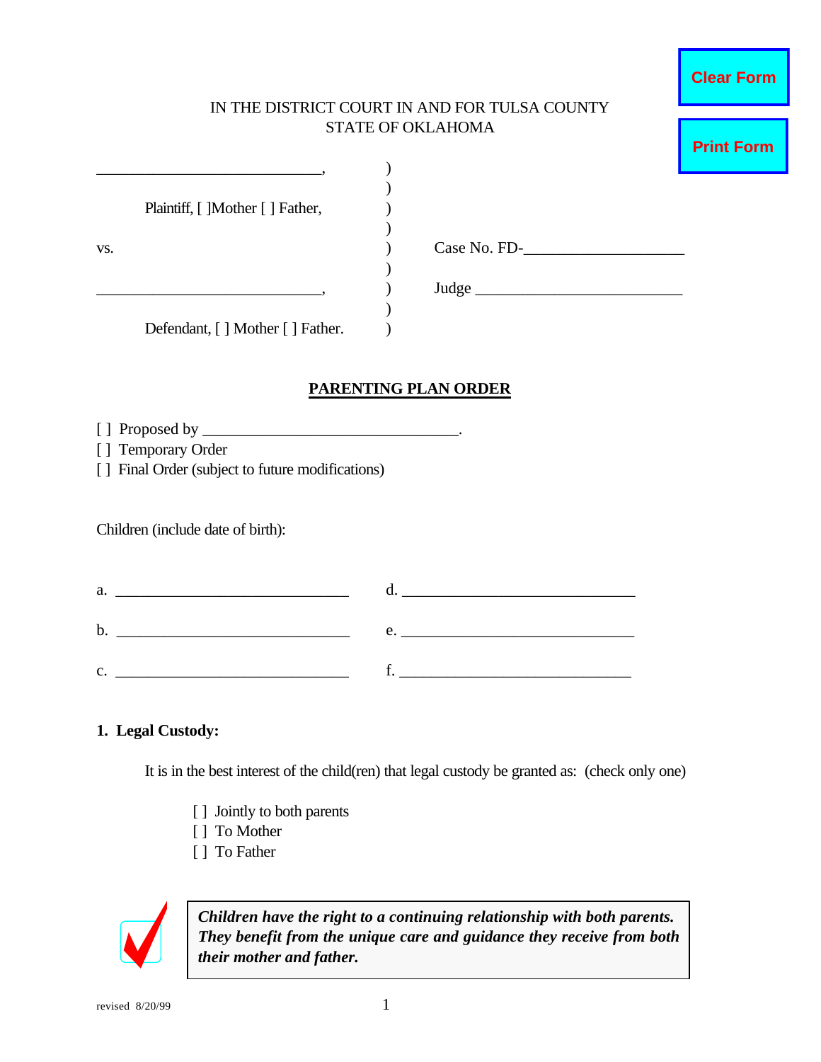IN THE DISTRICT COURT IN AND FOR TULSA COUNTY
STATE OF OKLAHOMA

_____________________________,
Plaintiff, [ ]Mother [ ] Father,

vs.

_____________________________,
Defendant, [ ] Mother [ ] Father.

Case No. FD-____________________

Judge __________________________

## PARENTING PLAN ORDER

[ ] Proposed by ________________________________.
[ ] Temporary Order
[ ] Final Order (subject to future modifications)

Children (include date of birth):

a. ______________________________ d. ______________________________

b. ______________________________ e. ______________________________

c. ______________________________ f. ______________________________

**1. Legal Custody:**

It is in the best interest of the child(ren) that legal custody be granted as: (check only one)

[ ] Jointly to both parents
[ ] To Mother
[ ] To Father

***Children have the right to a continuing relationship with both parents. They benefit from the unique care and guidance they receive from both their mother and father.***

revised 8/20/99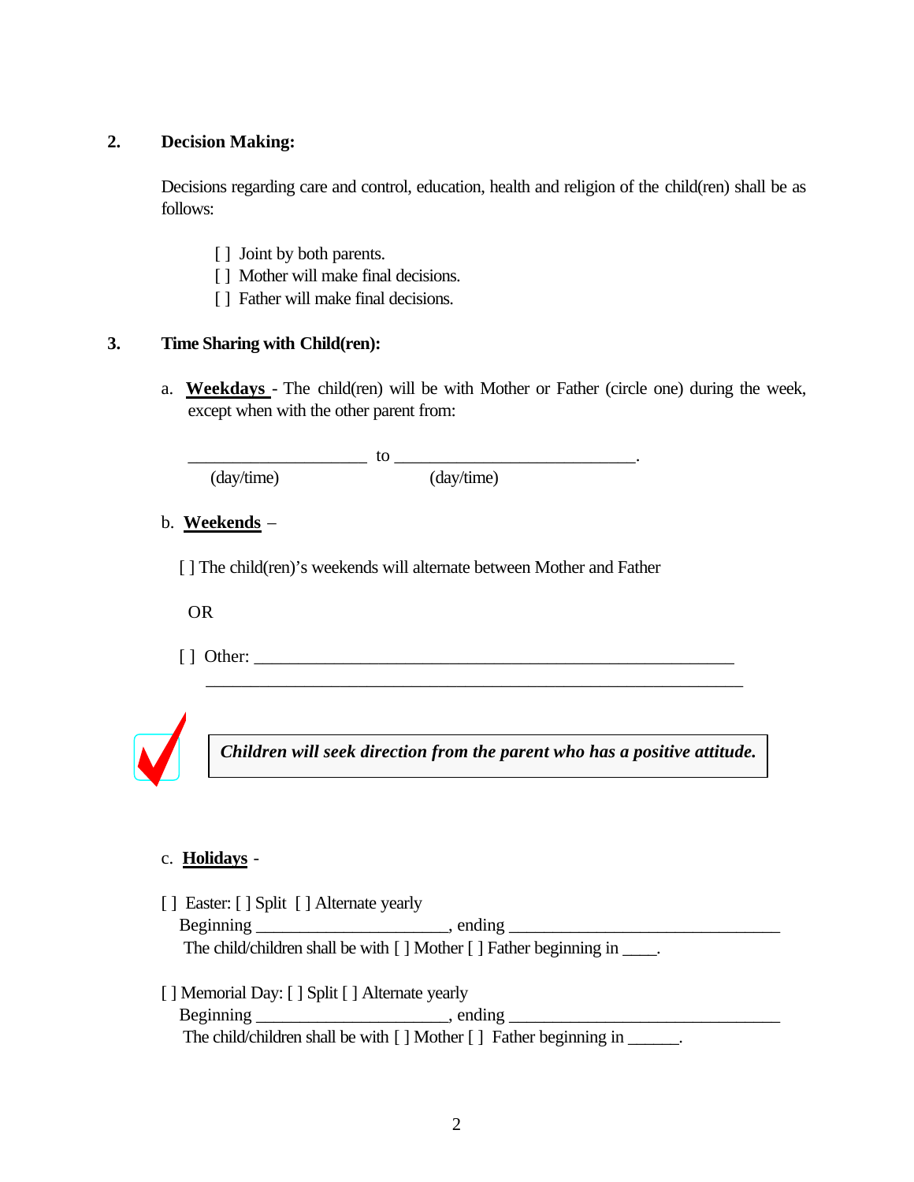## 2. Decision Making:

Decisions regarding care and control, education, health and religion of the child(ren) shall be as follows:

[ ] Joint by both parents.
[ ] Mother will make final decisions.
[ ] Father will make final decisions.

## 3. Time Sharing with Child(ren):

a. **Weekdays** - The child(ren) will be with Mother or Father (circle one) during the week, except when with the other parent from:

____________________ to __________________________.
(day/time) (day/time)

b. **Weekends** –

[ ] The child(ren)'s weekends will alternate between Mother and Father

OR

[ ] Other: ____________________________________________________
_____________________________________________________________

***Children will seek direction from the parent who has a positive attitude.***

c. **Holidays** -

[ ] Easter: [ ] Split [ ] Alternate yearly
Beginning ____________________, ending ____________________________
The child/children shall be with [ ] Mother [ ] Father beginning in ____.

[ ] Memorial Day: [ ] Split [ ] Alternate yearly
Beginning ____________________, ending ____________________________
The child/children shall be with [ ] Mother [ ] Father beginning in ______.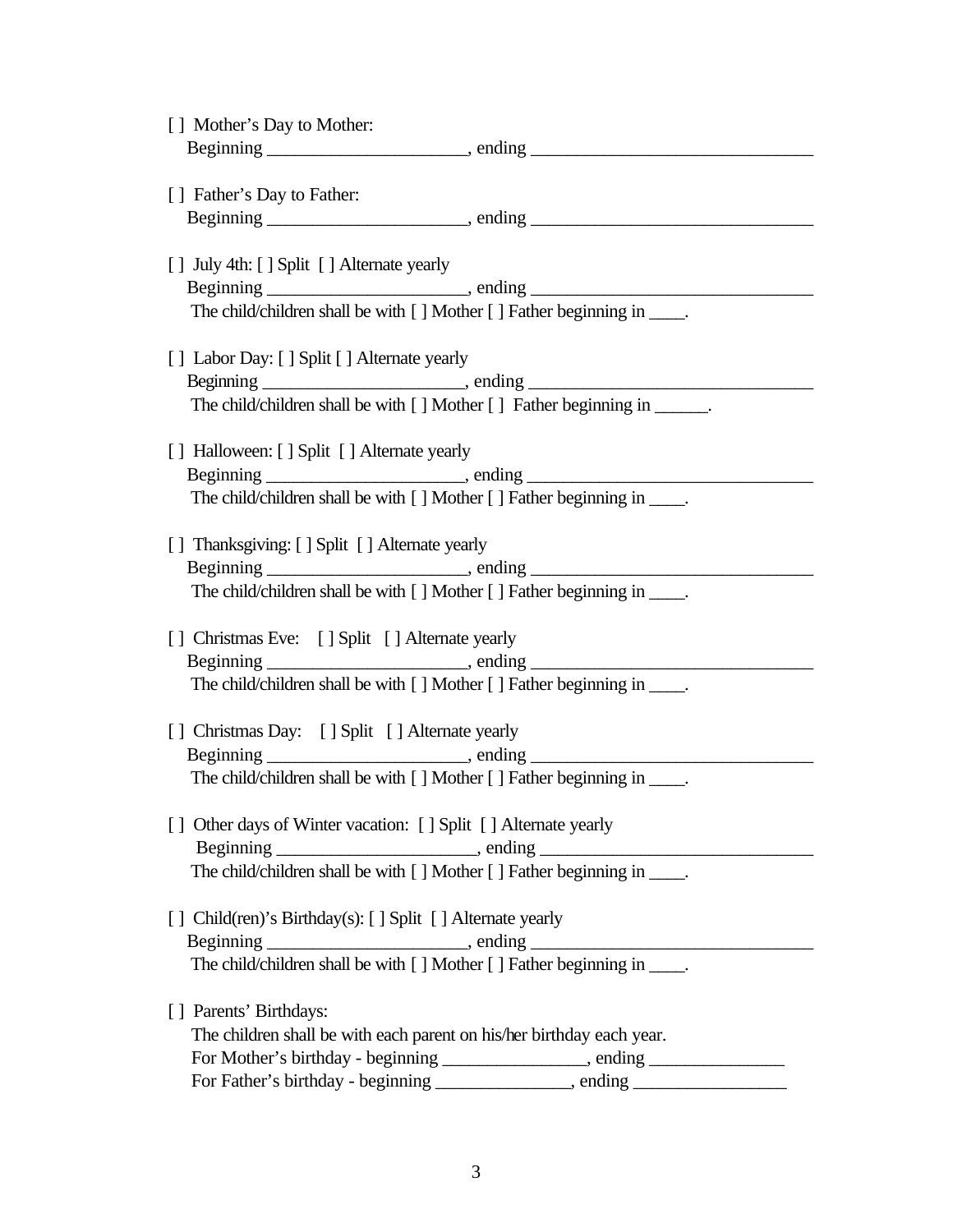[ ] Mother's Day to Mother:
Beginning ______________________, ending _______________________________

[ ] Father's Day to Father:
Beginning ______________________, ending _______________________________

[ ] July 4th: [ ] Split [ ] Alternate yearly
Beginning ______________________, ending _______________________________
The child/children shall be with [ ] Mother [ ] Father beginning in ____.

[ ] Labor Day: [ ] Split [ ] Alternate yearly
Beginning ______________________, ending _______________________________
The child/children shall be with [ ] Mother [ ] Father beginning in ______.

[ ] Halloween: [ ] Split [ ] Alternate yearly
Beginning ______________________, ending _______________________________
The child/children shall be with [ ] Mother [ ] Father beginning in ____.

[ ] Thanksgiving: [ ] Split [ ] Alternate yearly
Beginning ______________________, ending _______________________________
The child/children shall be with [ ] Mother [ ] Father beginning in ____.

[ ] Christmas Eve: [ ] Split [ ] Alternate yearly
Beginning ______________________, ending _______________________________
The child/children shall be with [ ] Mother [ ] Father beginning in ____.

[ ] Christmas Day: [ ] Split [ ] Alternate yearly
Beginning ______________________, ending _______________________________
The child/children shall be with [ ] Mother [ ] Father beginning in ____.

[ ] Other days of Winter vacation: [ ] Split [ ] Alternate yearly
Beginning ______________________, ending _______________________________
The child/children shall be with [ ] Mother [ ] Father beginning in ____.

[ ] Child(ren)'s Birthday(s): [ ] Split [ ] Alternate yearly
Beginning ______________________, ending _______________________________
The child/children shall be with [ ] Mother [ ] Father beginning in ____.

[ ] Parents' Birthdays:
The children shall be with each parent on his/her birthday each year.
For Mother's birthday - beginning ________________, ending _______________
For Father's birthday - beginning _______________, ending _________________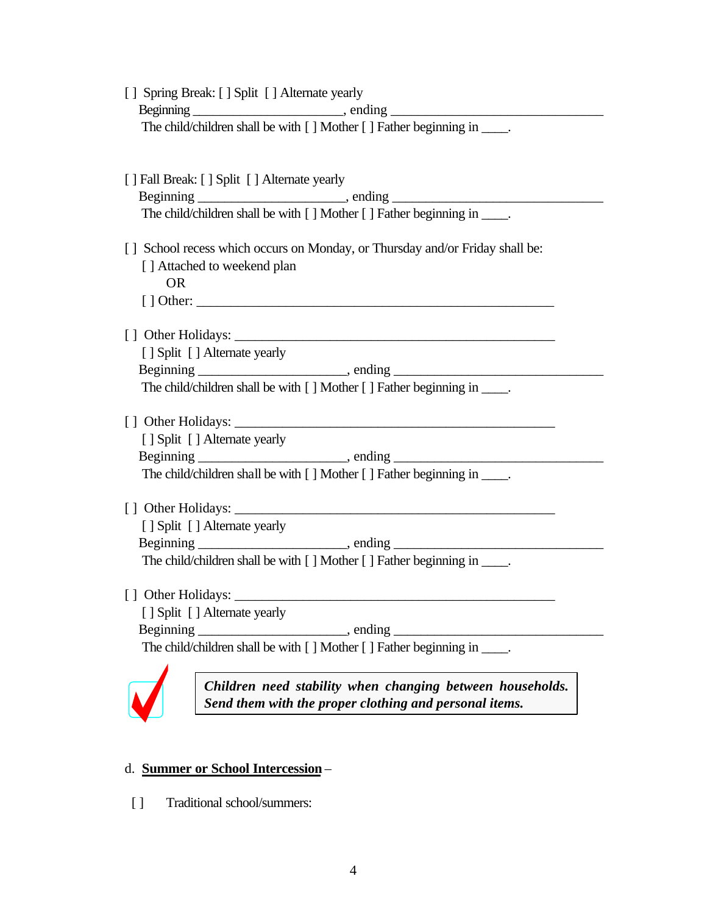[ ] Spring Break: [ ] Split [ ] Alternate yearly
Beginning ______________________, ending ________________________________
The child/children shall be with [ ] Mother [ ] Father beginning in ____.

[ ] Fall Break: [ ] Split [ ] Alternate yearly
Beginning ______________________, ending ________________________________
The child/children shall be with [ ] Mother [ ] Father beginning in ____.

[ ] School recess which occurs on Monday, or Thursday and/or Friday shall be:
[ ] Attached to weekend plan
OR
[ ] Other: _____________________________________________________

[ ] Other Holidays: ________________________________________________
[ ] Split [ ] Alternate yearly
Beginning ______________________, ending ________________________________
The child/children shall be with [ ] Mother [ ] Father beginning in ____.

[ ] Other Holidays: ________________________________________________
[ ] Split [ ] Alternate yearly
Beginning ______________________, ending ________________________________
The child/children shall be with [ ] Mother [ ] Father beginning in ____.

[ ] Other Holidays: ________________________________________________
[ ] Split [ ] Alternate yearly
Beginning ______________________, ending ________________________________
The child/children shall be with [ ] Mother [ ] Father beginning in ____.

[ ] Other Holidays: ________________________________________________
[ ] Split [ ] Alternate yearly
Beginning ______________________, ending ________________________________
The child/children shall be with [ ] Mother [ ] Father beginning in ____.

***Children need stability when changing between households. Send them with the proper clothing and personal items.***

d. **Summer or School Intercession** –

[ ] Traditional school/summers: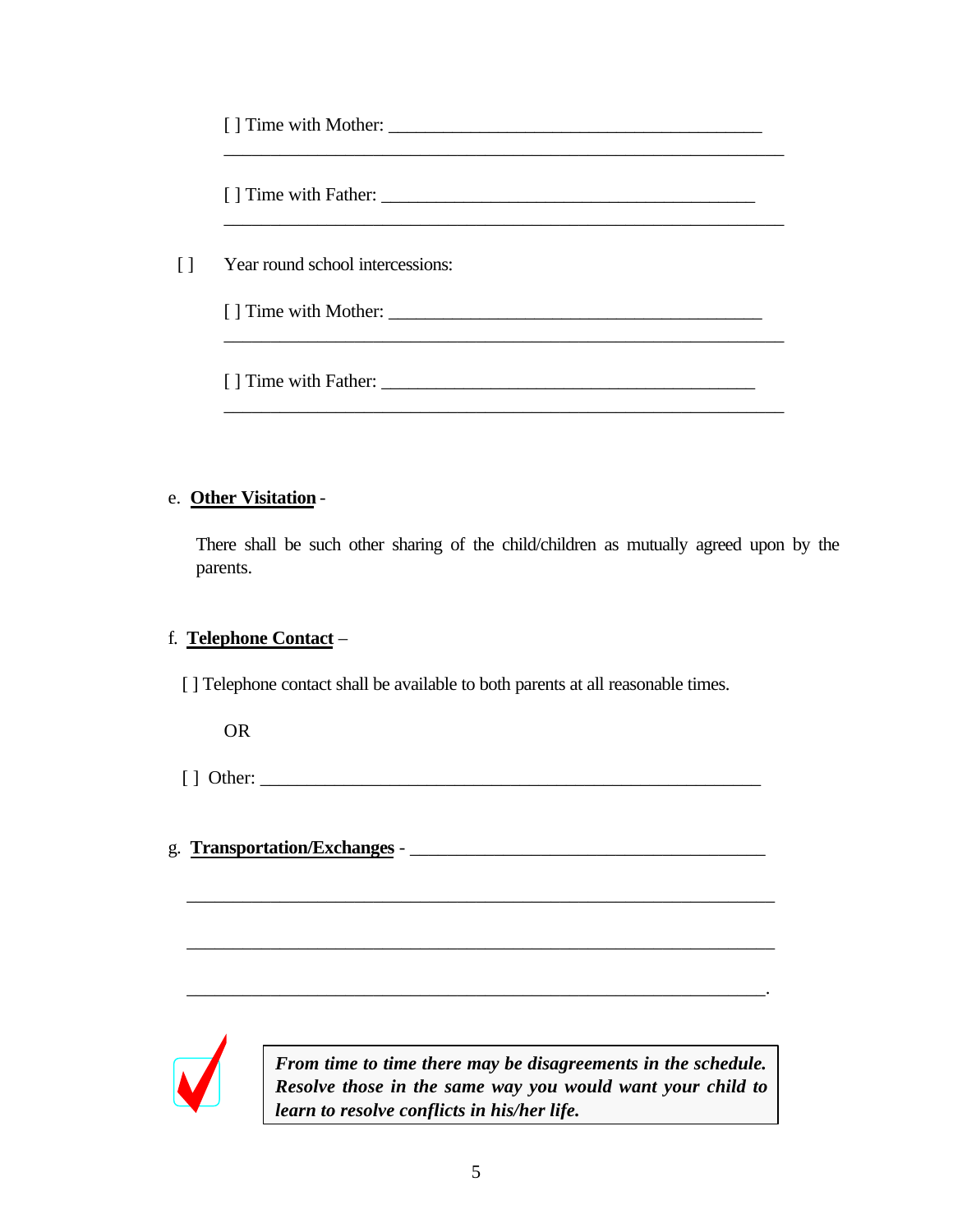[ ] Time with Mother: ________________________________________
____________________________________________________________

[ ] Time with Father: ________________________________________
____________________________________________________________

[ ] Year round school intercessions:

[ ] Time with Mother: ________________________________________
____________________________________________________________

[ ] Time with Father: ________________________________________
____________________________________________________________

e. **Other Visitation** -

There shall be such other sharing of the child/children as mutually agreed upon by the parents.

f. **Telephone Contact** –

[ ] Telephone contact shall be available to both parents at all reasonable times.

OR

[ ] Other: ______________________________________________________

g. **Transportation/Exchanges** - ______________________________________

______________________________________________________________

______________________________________________________________

______________________________________________________________.

***From time to time there may be disagreements in the schedule. Resolve those in the same way you would want your child to learn to resolve conflicts in his/her life.***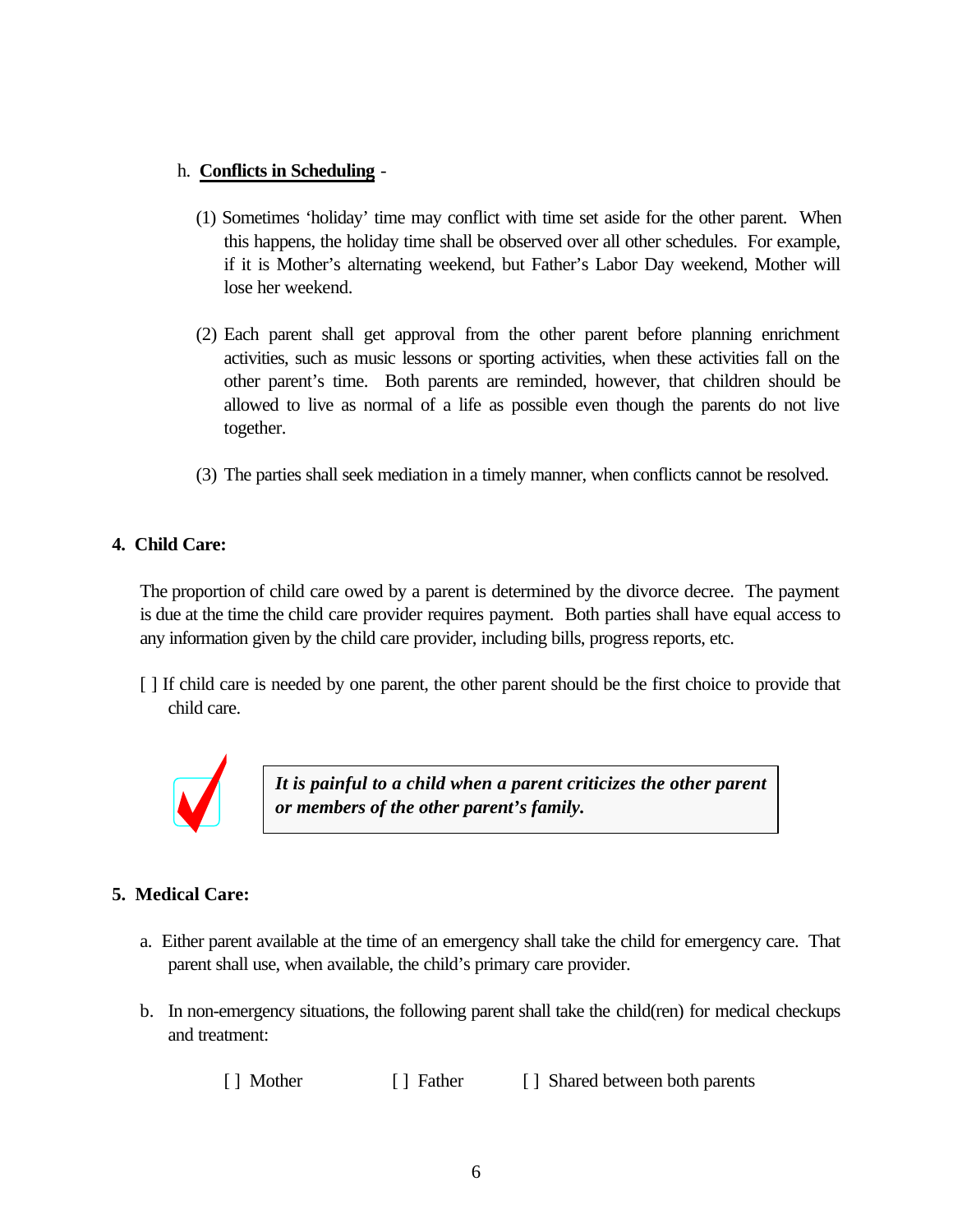h. **<u>Conflicts in Scheduling</u>** -

(1) Sometimes 'holiday' time may conflict with time set aside for the other parent. When this happens, the holiday time shall be observed over all other schedules. For example, if it is Mother's alternating weekend, but Father's Labor Day weekend, Mother will lose her weekend.

(2) Each parent shall get approval from the other parent before planning enrichment activities, such as music lessons or sporting activities, when these activities fall on the other parent's time. Both parents are reminded, however, that children should be allowed to live as normal of a life as possible even though the parents do not live together.

(3) The parties shall seek mediation in a timely manner, when conflicts cannot be resolved.

**4. Child Care:**

The proportion of child care owed by a parent is determined by the divorce decree. The payment is due at the time the child care provider requires payment. Both parties shall have equal access to any information given by the child care provider, including bills, progress reports, etc.

[ ] If child care is needed by one parent, the other parent should be the first choice to provide that child care.

> ***It is painful to a child when a parent criticizes the other parent or members of the other parent's family.***

**5. Medical Care:**

a. Either parent available at the time of an emergency shall take the child for emergency care. That parent shall use, when available, the child's primary care provider.

b. In non-emergency situations, the following parent shall take the child(ren) for medical checkups and treatment:

[ ] Mother [ ] Father [ ] Shared between both parents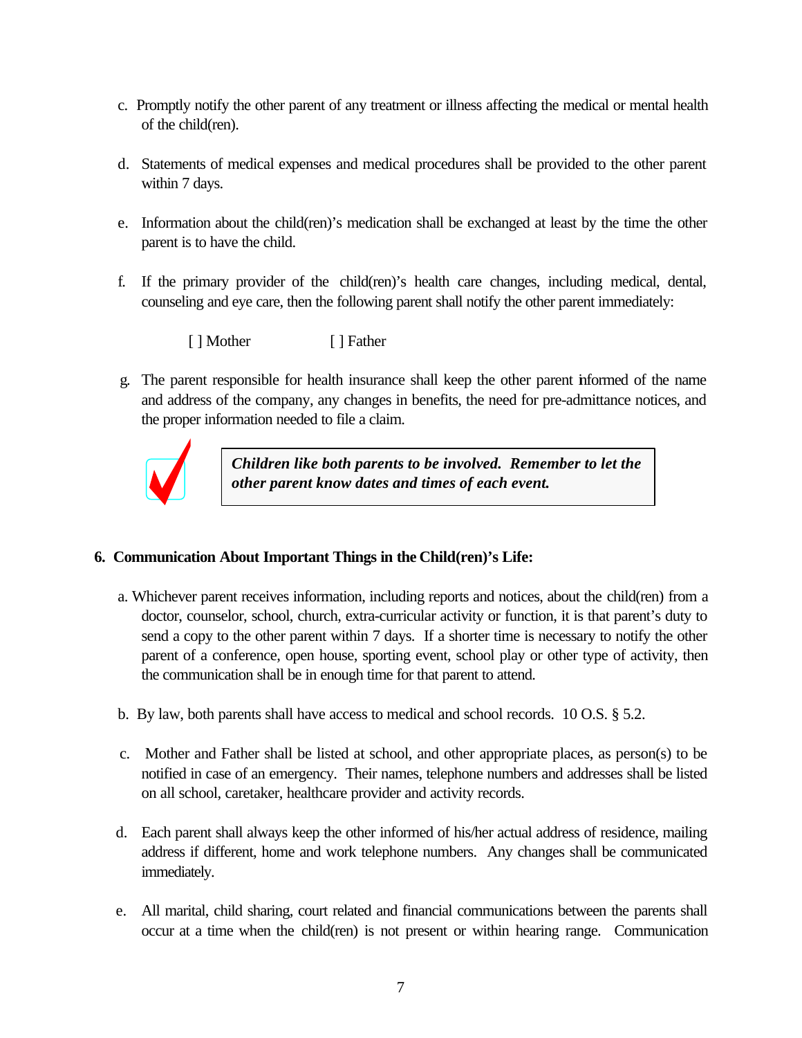c. Promptly notify the other parent of any treatment or illness affecting the medical or mental health of the child(ren).

d. Statements of medical expenses and medical procedures shall be provided to the other parent within 7 days.

e. Information about the child(ren)'s medication shall be exchanged at least by the time the other parent is to have the child.

f. If the primary provider of the child(ren)'s health care changes, including medical, dental, counseling and eye care, then the following parent shall notify the other parent immediately:

[ ] Mother [ ] Father

g. The parent responsible for health insurance shall keep the other parent informed of the name and address of the company, any changes in benefits, the need for pre-admittance notices, and the proper information needed to file a claim.

***Children like both parents to be involved. Remember to let the other parent know dates and times of each event.***

## 6. Communication About Important Things in the Child(ren)'s Life:

a. Whichever parent receives information, including reports and notices, about the child(ren) from a doctor, counselor, school, church, extra-curricular activity or function, it is that parent's duty to send a copy to the other parent within 7 days. If a shorter time is necessary to notify the other parent of a conference, open house, sporting event, school play or other type of activity, then the communication shall be in enough time for that parent to attend.

b. By law, both parents shall have access to medical and school records. 10 O.S. § 5.2.

c. Mother and Father shall be listed at school, and other appropriate places, as person(s) to be notified in case of an emergency. Their names, telephone numbers and addresses shall be listed on all school, caretaker, healthcare provider and activity records.

d. Each parent shall always keep the other informed of his/her actual address of residence, mailing address if different, home and work telephone numbers. Any changes shall be communicated immediately.

e. All marital, child sharing, court related and financial communications between the parents shall occur at a time when the child(ren) is not present or within hearing range. Communication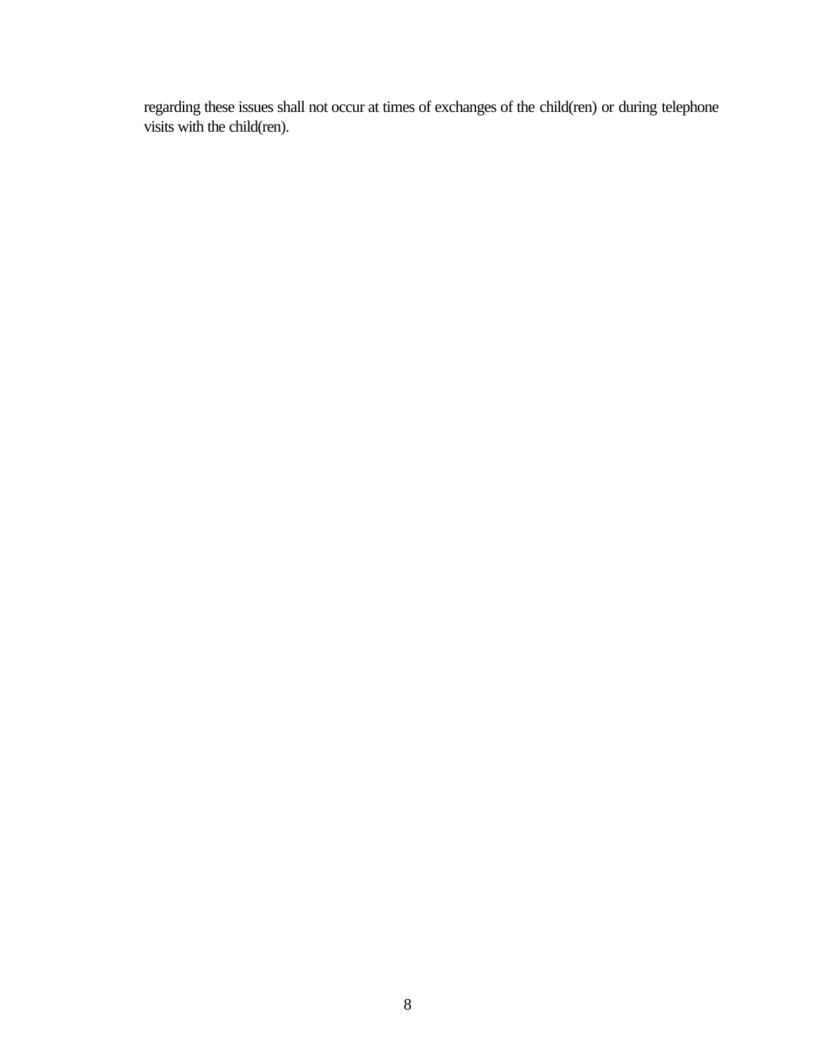regarding these issues shall not occur at times of exchanges of the child(ren) or during telephone visits with the child(ren).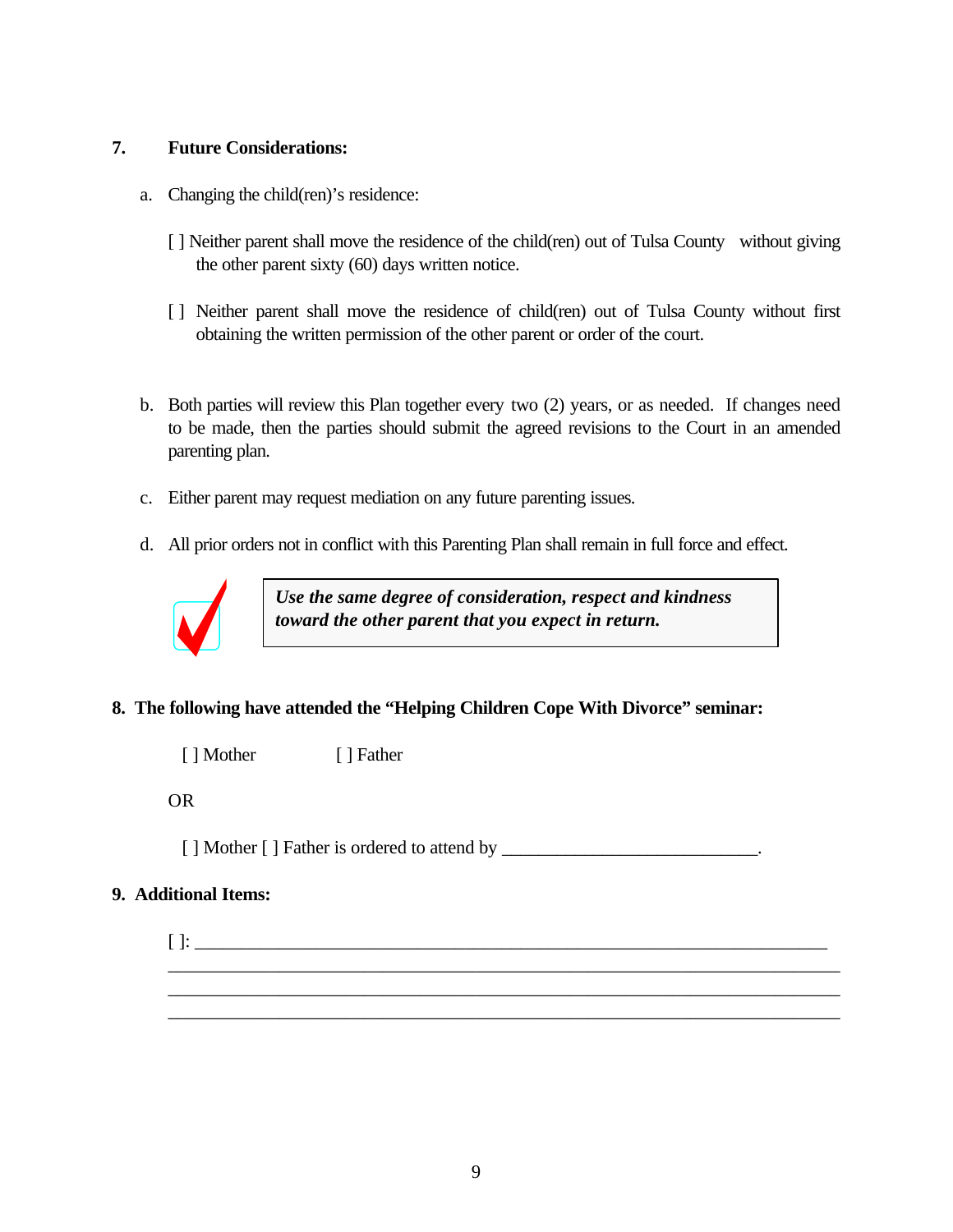**7. Future Considerations:**

a. Changing the child(ren)'s residence:

[ ] Neither parent shall move the residence of the child(ren) out of Tulsa County without giving the other parent sixty (60) days written notice.

[ ] Neither parent shall move the residence of child(ren) out of Tulsa County without first obtaining the written permission of the other parent or order of the court.

b. Both parties will review this Plan together every two (2) years, or as needed. If changes need to be made, then the parties should submit the agreed revisions to the Court in an amended parenting plan.

c. Either parent may request mediation on any future parenting issues.

d. All prior orders not in conflict with this Parenting Plan shall remain in full force and effect.

> ***Use the same degree of consideration, respect and kindness toward the other parent that you expect in return.***

**8. The following have attended the "Helping Children Cope With Divorce" seminar:**

[ ] Mother [ ] Father

OR

[ ] Mother [ ] Father is ordered to attend by ___________________________.

**9. Additional Items:**

[ ]: ____________________________________________________________________

______________________________________________________________________

______________________________________________________________________

______________________________________________________________________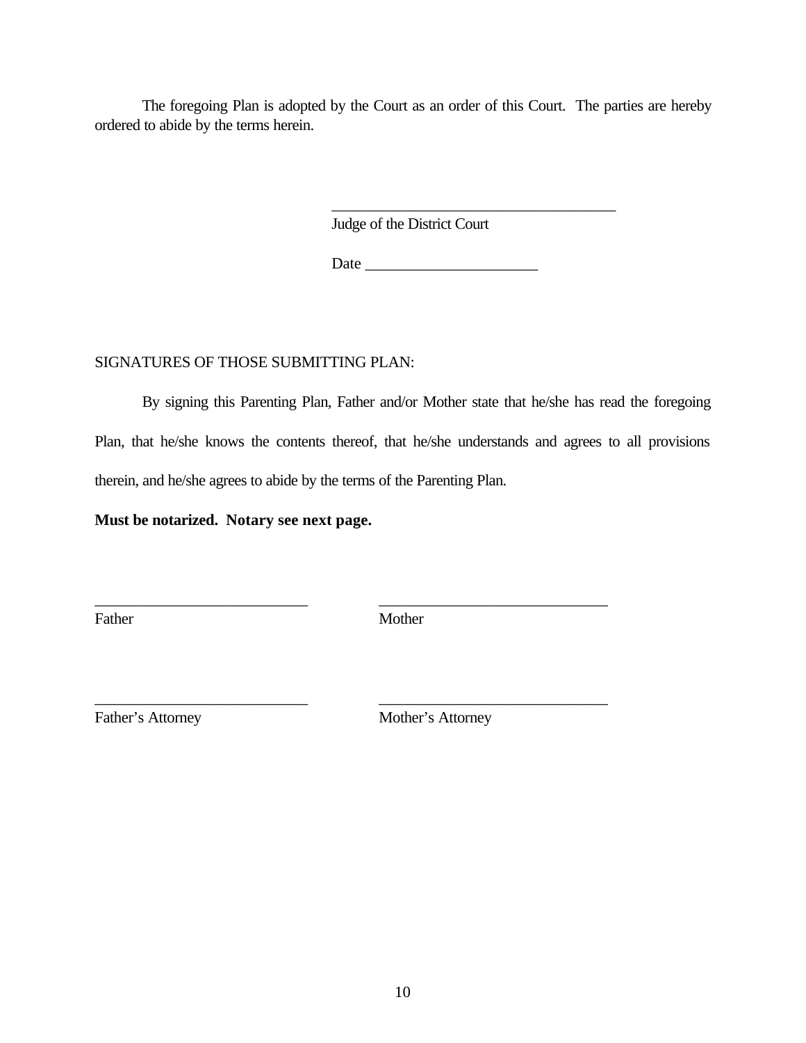The foregoing Plan is adopted by the Court as an order of this Court. The parties are hereby ordered to abide by the terms herein.

\_\_\_\_\_\_\_\_\_\_\_\_\_\_\_\_\_\_\_\_\_\_\_\_\_\_\_\_\_\_\_\_\_\_\_\_\_\_
Judge of the District Court

Date \_\_\_\_\_\_\_\_\_\_\_\_\_\_\_\_\_\_\_\_\_\_\_

SIGNATURES OF THOSE SUBMITTING PLAN:

By signing this Parenting Plan, Father and/or Mother state that he/she has read the foregoing Plan, that he/she knows the contents thereof, that he/she understands and agrees to all provisions therein, and he/she agrees to abide by the terms of the Parenting Plan.

**Must be notarized. Notary see next page.**

| | |
|---|---|
| \_\_\_\_\_\_\_\_\_\_\_\_\_\_\_\_\_\_\_\_\_\_\_\_\_\_\_\_ | \_\_\_\_\_\_\_\_\_\_\_\_\_\_\_\_\_\_\_\_\_\_\_\_\_\_\_\_\_\_ |
| Father | Mother |
| \_\_\_\_\_\_\_\_\_\_\_\_\_\_\_\_\_\_\_\_\_\_\_\_\_\_\_\_ | \_\_\_\_\_\_\_\_\_\_\_\_\_\_\_\_\_\_\_\_\_\_\_\_\_\_\_\_\_\_ |
| Father's Attorney | Mother's Attorney |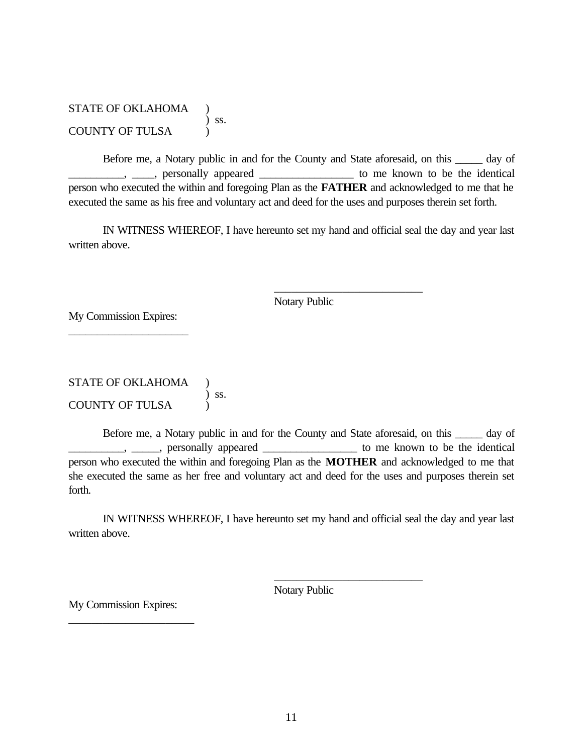STATE OF OKLAHOMA )
) ss.
COUNTY OF TULSA )

Before me, a Notary public in and for the County and State aforesaid, on this _____ day of __________, ____, personally appeared _________________ to me known to be the identical person who executed the within and foregoing Plan as the **FATHER** and acknowledged to me that he executed the same as his free and voluntary act and deed for the uses and purposes therein set forth.

IN WITNESS WHEREOF, I have hereunto set my hand and official seal the day and year last written above.

___________________________
Notary Public

My Commission Expires:
______________________

STATE OF OKLAHOMA )
) ss.
COUNTY OF TULSA )

Before me, a Notary public in and for the County and State aforesaid, on this _____ day of __________, _____, personally appeared _________________ to me known to be the identical person who executed the within and foregoing Plan as the **MOTHER** and acknowledged to me that she executed the same as her free and voluntary act and deed for the uses and purposes therein set forth.

IN WITNESS WHEREOF, I have hereunto set my hand and official seal the day and year last written above.

___________________________
Notary Public

My Commission Expires:
_______________________